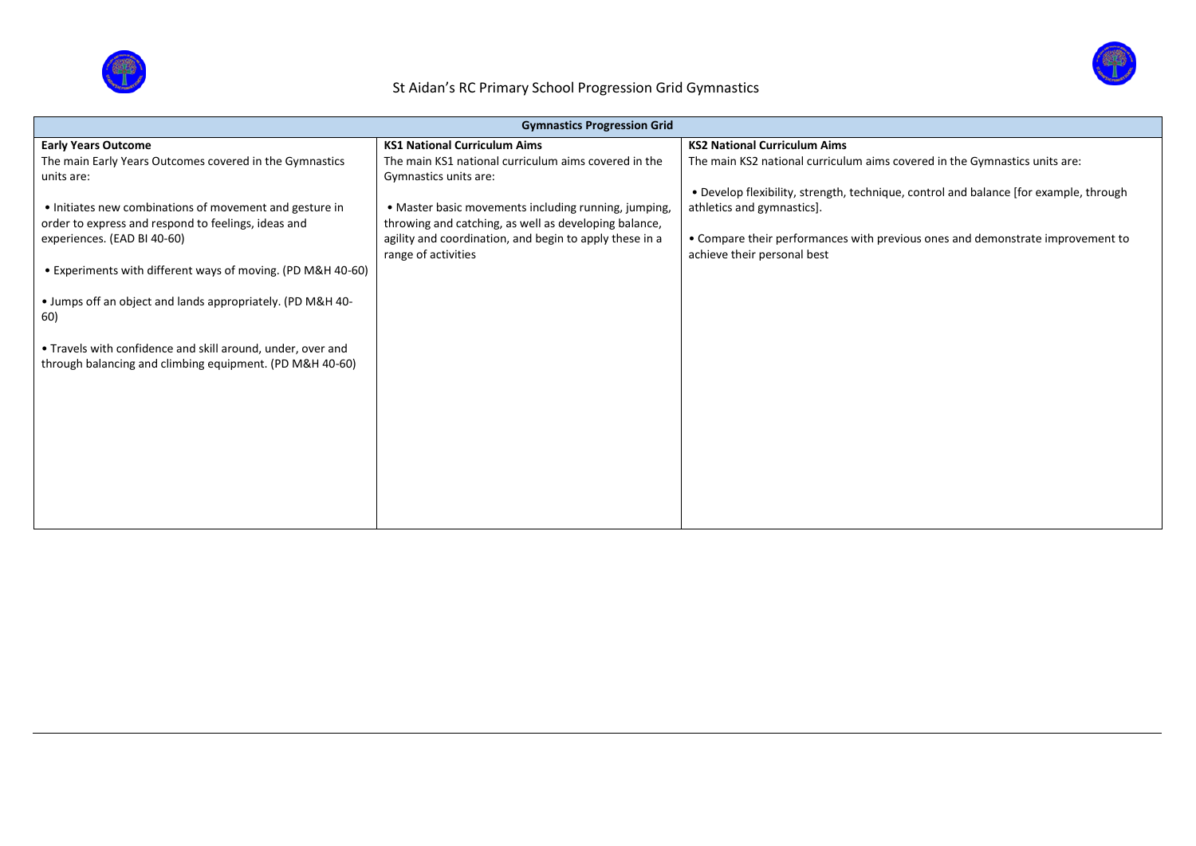# St Aidan's RC Primary School Progression Grid Gymnastics

| Gymnastics Progression Grid | | |
|---|---|---|
| **Early Years Outcome**<br>The main Early Years Outcomes covered in the Gymnastics units are:<br><br>• Initiates new combinations of movement and gesture in order to express and respond to feelings, ideas and experiences. (EAD BI 40-60)<br><br>• Experiments with different ways of moving. (PD M&H 40-60)<br><br>• Jumps off an object and lands appropriately. (PD M&H 40-60)<br><br>• Travels with confidence and skill around, under, over and through balancing and climbing equipment. (PD M&H 40-60) | **KS1 National Curriculum Aims**<br>The main KS1 national curriculum aims covered in the Gymnastics units are:<br><br>• Master basic movements including running, jumping, throwing and catching, as well as developing balance, agility and coordination, and begin to apply these in a range of activities | **KS2 National Curriculum Aims**<br>The main KS2 national curriculum aims covered in the Gymnastics units are:<br><br>• Develop flexibility, strength, technique, control and balance [for example, through athletics and gymnastics].<br><br>• Compare their performances with previous ones and demonstrate improvement to achieve their personal best |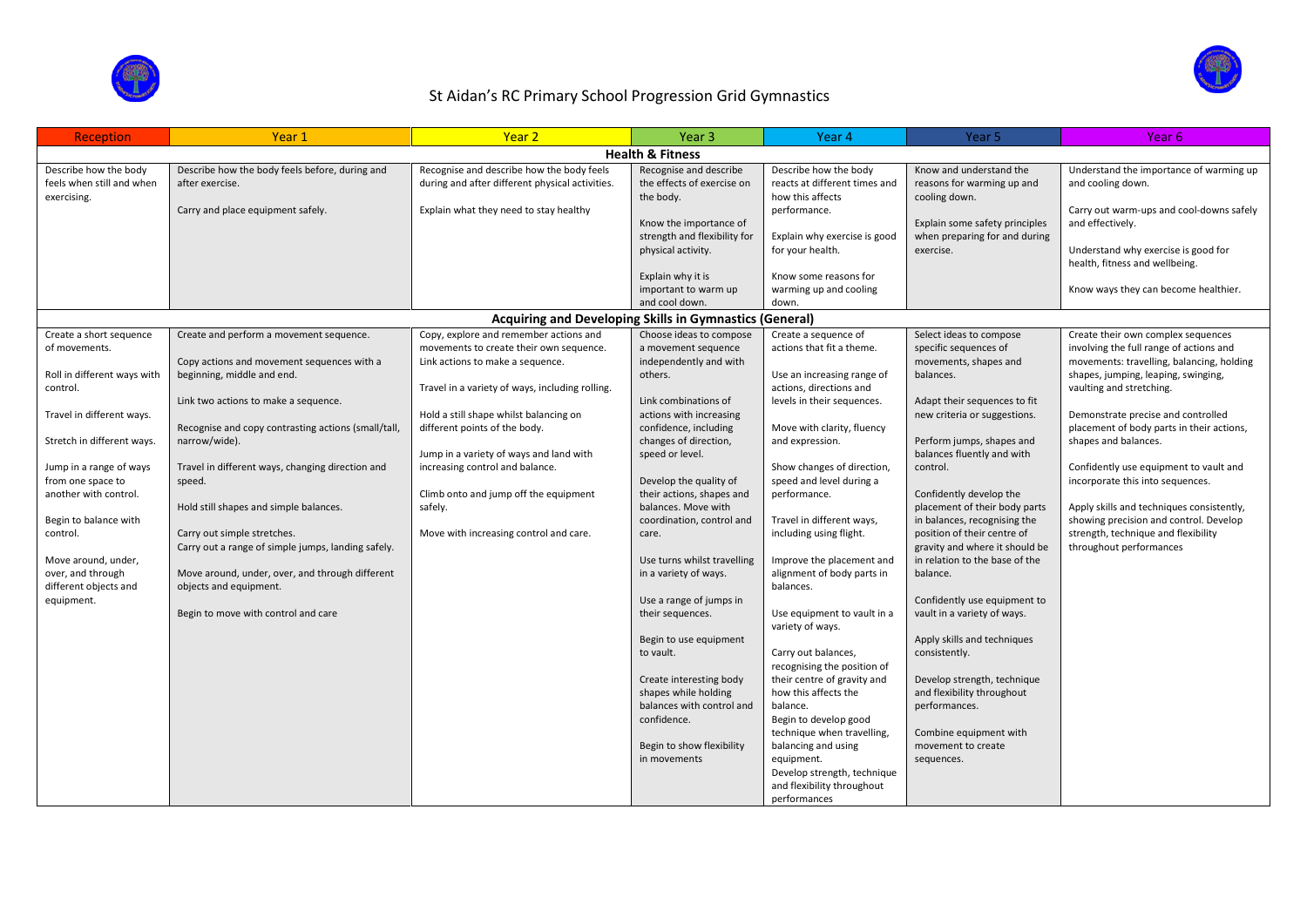# St Aidan's RC Primary School Progression Grid Gymnastics

| Reception | Year 1 | Year 2 | Year 3 | Year 4 | Year 5 | Year 6 |
|---|---|---|---|---|---|---|
| **Health & Fitness** | | | | | | |
| Describe how the body feels when still and when exercising. | Describe how the body feels before, during and after exercise.<br><br>Carry and place equipment safely. | Recognise and describe how the body feels during and after different physical activities.<br><br>Explain what they need to stay healthy | Recognise and describe the effects of exercise on the body.<br><br>Know the importance of strength and flexibility for physical activity.<br><br>Explain why it is important to warm up and cool down. | Describe how the body reacts at different times and how this affects performance.<br><br>Explain why exercise is good for your health.<br><br>Know some reasons for warming up and cooling down. | Know and understand the reasons for warming up and cooling down.<br><br>Explain some safety principles when preparing for and during exercise. | Understand the importance of warming up and cooling down.<br><br>Carry out warm-ups and cool-downs safely and effectively.<br><br>Understand why exercise is good for health, fitness and wellbeing.<br><br>Know ways they can become healthier. |
| **Acquiring and Developing Skills in Gymnastics (General)** | | | | | | |
| Create a short sequence of movements.<br><br>Roll in different ways with control.<br><br>Travel in different ways.<br><br>Stretch in different ways.<br><br>Jump in a range of ways from one space to another with control.<br><br>Begin to balance with control.<br><br>Move around, under, over, and through different objects and equipment. | Create and perform a movement sequence.<br><br>Copy actions and movement sequences with a beginning, middle and end.<br><br>Link two actions to make a sequence.<br><br>Recognise and copy contrasting actions (small/tall, narrow/wide).<br><br>Travel in different ways, changing direction and speed.<br><br>Hold still shapes and simple balances.<br><br>Carry out simple stretches.<br>Carry out a range of simple jumps, landing safely.<br><br>Move around, under, over, and through different objects and equipment.<br><br>Begin to move with control and care | Copy, explore and remember actions and movements to create their own sequence.<br>Link actions to make a sequence.<br><br>Travel in a variety of ways, including rolling.<br><br>Hold a still shape whilst balancing on different points of the body.<br><br>Jump in a variety of ways and land with increasing control and balance.<br><br>Climb onto and jump off the equipment safely.<br><br>Move with increasing control and care. | Choose ideas to compose a movement sequence independently and with others.<br><br>Link combinations of actions with increasing confidence, including changes of direction, speed or level.<br><br>Develop the quality of their actions, shapes and balances. Move with coordination, control and care.<br><br>Use turns whilst travelling in a variety of ways.<br><br>Use a range of jumps in their sequences.<br><br>Begin to use equipment to vault.<br><br>Create interesting body shapes while holding balances with control and confidence.<br><br>Begin to show flexibility in movements | Create a sequence of actions that fit a theme.<br><br>Use an increasing range of actions, directions and levels in their sequences.<br><br>Move with clarity, fluency and expression.<br><br>Show changes of direction, speed and level during a performance.<br><br>Travel in different ways, including using flight.<br><br>Improve the placement and alignment of body parts in balances.<br><br>Use equipment to vault in a variety of ways.<br><br>Carry out balances, recognising the position of their centre of gravity and how this affects the balance.<br>Begin to develop good technique when travelling, balancing and using equipment.<br>Develop strength, technique and flexibility throughout performances | Select ideas to compose specific sequences of movements, shapes and balances.<br><br>Adapt their sequences to fit new criteria or suggestions.<br><br>Perform jumps, shapes and balances fluently and with control.<br><br>Confidently develop the placement of their body parts in balances, recognising the position of their centre of gravity and where it should be in relation to the base of the balance.<br><br>Confidently use equipment to vault in a variety of ways.<br><br>Apply skills and techniques consistently.<br><br>Develop strength, technique and flexibility throughout performances.<br><br>Combine equipment with movement to create sequences. | Create their own complex sequences involving the full range of actions and movements: travelling, balancing, holding shapes, jumping, leaping, swinging, vaulting and stretching.<br><br>Demonstrate precise and controlled placement of body parts in their actions, shapes and balances.<br><br>Confidently use equipment to vault and incorporate this into sequences.<br><br>Apply skills and techniques consistently, showing precision and control. Develop strength, technique and flexibility throughout performances |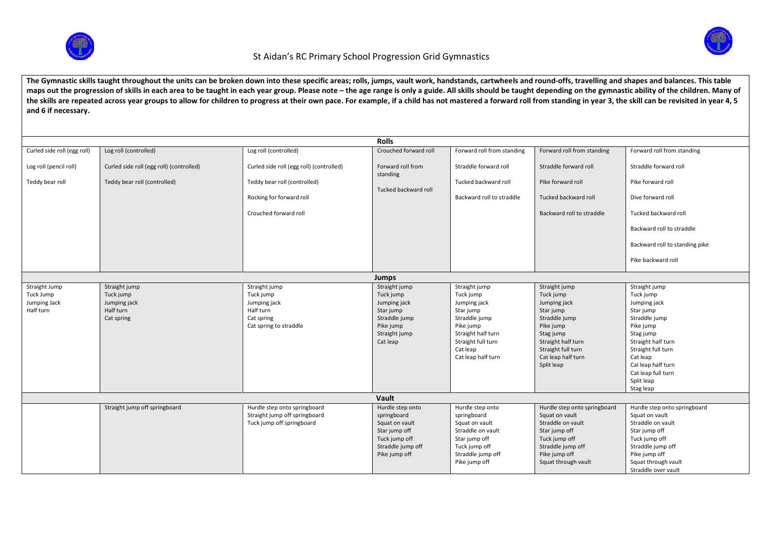St Aidan's RC Primary School Progression Grid Gymnastics

**The Gymnastic skills taught throughout the units can be broken down into these specific areas; rolls, jumps, vault work, handstands, cartwheels and round-offs, travelling and shapes and balances. This table maps out the progression of skills in each area to be taught in each year group. Please note – the age range is only a guide. All skills should be taught depending on the gymnastic ability of the children. Many of the skills are repeated across year groups to allow for children to progress at their own pace. For example, if a child has not mastered a forward roll from standing in year 3, the skill can be revisited in year 4, 5 and 6 if necessary.**

| | | | | | | |
|---|---|---|---|---|---|---|
| **Rolls** | | | | | | |
| Curled side roll (egg roll)<br>Log roll (pencil roll)<br>Teddy bear roll | Log roll (controlled)<br>Curled side roll (egg roll) (controlled)<br>Teddy bear roll (controlled) | Log roll (controlled)<br>Curled side roll (egg roll) (controlled)<br>Teddy bear roll (controlled)<br>Rocking for forward roll<br>Crouched forward roll | Crouched forward roll<br>Forward roll from standing<br>Tucked backward roll | Forward roll from standing<br>Straddle forward roll<br>Tucked backward roll<br>Backward roll to straddle | Forward roll from standing<br>Straddle forward roll<br>Pike forward roll<br>Tucked backward roll<br>Backward roll to straddle | Forward roll from standing<br>Straddle forward roll<br>Pike forward roll<br>Dive forward roll<br>Tucked backward roll<br>Backward roll to straddle<br>Backward roll to standing pike<br>Pike backward roll |
| **Jumps** | | | | | | |
| Straight Jump<br>Tuck Jump<br>Jumping Jack<br>Half turn | Straight jump<br>Tuck jump<br>Jumping jack<br>Half turn<br>Cat spring | Straight jump<br>Tuck jump<br>Jumping jack<br>Half turn<br>Cat spring<br>Cat spring to straddle | Straight jump<br>Tuck jump<br>Jumping jack<br>Star jump<br>Straddle jump<br>Pike jump<br>Straight jump<br>Cat leap | Straight jump<br>Tuck jump<br>Jumping jack<br>Star jump<br>Straddle jump<br>Pike jump<br>Straight half turn<br>Straight full turn<br>Cat leap<br>Cat leap half turn | Straight jump<br>Tuck jump<br>Jumping jack<br>Star jump<br>Straddle jump<br>Pike jump<br>Stag jump<br>Straight half turn<br>Straight full turn<br>Cat leap half turn<br>Split leap | Straight jump<br>Tuck jump<br>Jumping jack<br>Star jump<br>Straddle jump<br>Pike jump<br>Stag jump<br>Straight half turn<br>Straight full turn<br>Cat leap<br>Cal leap half turn<br>Cat leap full turn<br>Split leap<br>Stag leap |
| **Vault** | | | | | | |
| | Straight jump off springboard | Hurdle step onto springboard<br>Straight jump off springboard<br>Tuck jump off springboard | Hurdle step onto springboard<br>Squat on vault<br>Star jump off<br>Tuck jump off<br>Straddle jump off<br>Pike jump off | Hurdle step onto springboard<br>Squat on vault<br>Straddle on vault<br>Star jump off<br>Tuck jump off<br>Straddle jump off<br>Pike jump off | Hurdle step onto springboard<br>Squat on vault<br>Straddle on vault<br>Star jump off<br>Tuck jump off<br>Straddle jump off<br>Pike jump off<br>Squat through vault | Hurdle step onto springboard<br>Squat on vault<br>Straddle on vault<br>Star jump off<br>Tuck jump off<br>Straddle jump off<br>Pike jump off<br>Squat through vault<br>Straddle over vault |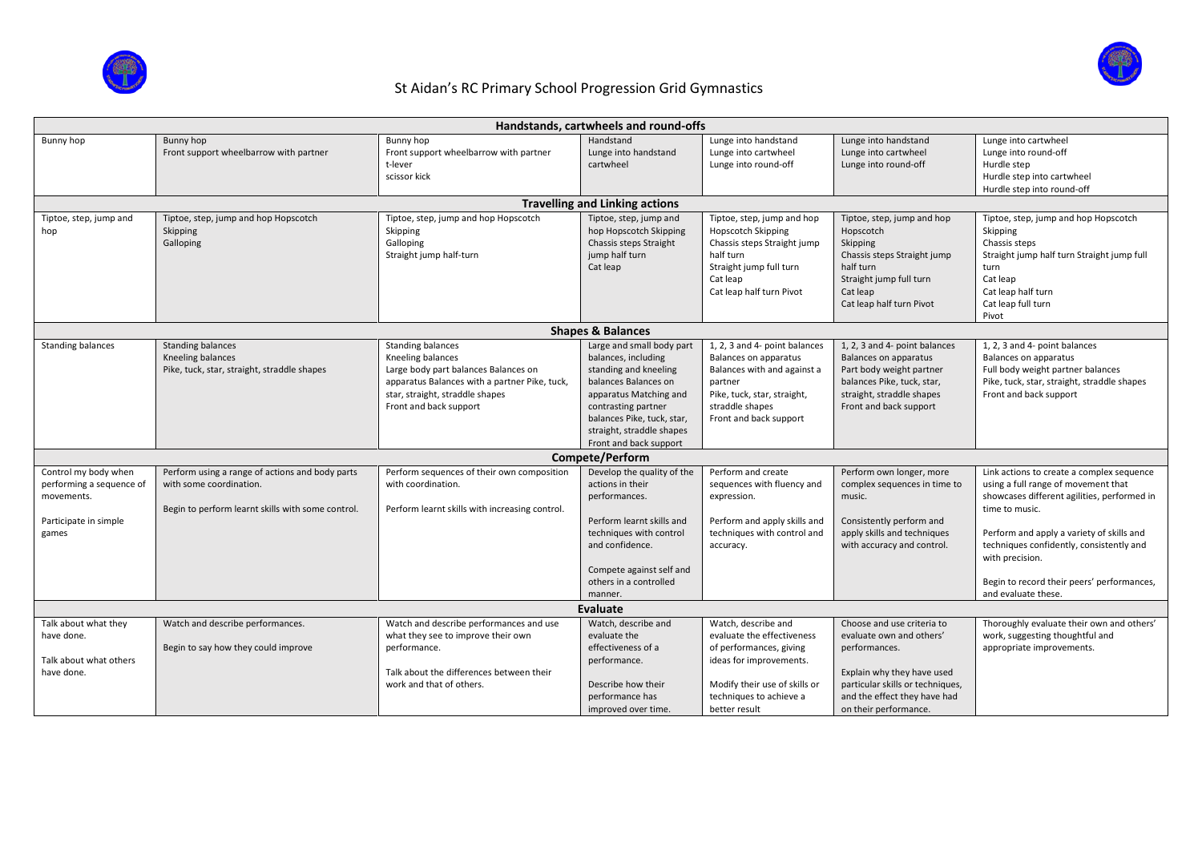# St Aidan's RC Primary School Progression Grid Gymnastics

| | | | | | | |
|---|---|---|---|---|---|---|
| **Handstands, cartwheels and round-offs** | | | | | | |
| Bunny hop | Bunny hop<br>Front support wheelbarrow with partner | Bunny hop<br>Front support wheelbarrow with partner<br>t-lever<br>scissor kick | Handstand<br>Lunge into handstand<br>cartwheel | Lunge into handstand<br>Lunge into cartwheel<br>Lunge into round-off | Lunge into handstand<br>Lunge into cartwheel<br>Lunge into round-off | Lunge into cartwheel<br>Lunge into round-off<br>Hurdle step<br>Hurdle step into cartwheel<br>Hurdle step into round-off |
| **Travelling and Linking actions** | | | | | | |
| Tiptoe, step, jump and hop | Tiptoe, step, jump and hop Hopscotch<br>Skipping<br>Galloping | Tiptoe, step, jump and hop Hopscotch<br>Skipping<br>Galloping<br>Straight jump half-turn | Tiptoe, step, jump and hop Hopscotch Skipping Chassis steps Straight jump half turn<br>Cat leap | Tiptoe, step, jump and hop Hopscotch Skipping<br>Chassis steps Straight jump half turn<br>Straight jump full turn<br>Cat leap<br>Cat leap half turn Pivot | Tiptoe, step, jump and hop<br>Hopscotch<br>Skipping<br>Chassis steps Straight jump half turn<br>Straight jump full turn<br>Cat leap<br>Cat leap half turn Pivot | Tiptoe, step, jump and hop Hopscotch<br>Skipping<br>Chassis steps<br>Straight jump half turn Straight jump full turn<br>Cat leap<br>Cat leap half turn<br>Cat leap full turn<br>Pivot |
| **Shapes & Balances** | | | | | | |
| Standing balances | Standing balances<br>Kneeling balances<br>Pike, tuck, star, straight, straddle shapes | Standing balances<br>Kneeling balances<br>Large body part balances Balances on apparatus Balances with a partner Pike, tuck, star, straight, straddle shapes<br>Front and back support | Large and small body part balances, including standing and kneeling balances Balances on apparatus Matching and contrasting partner balances Pike, tuck, star, straight, straddle shapes<br>Front and back support | 1, 2, 3 and 4- point balances<br>Balances on apparatus<br>Balances with and against a partner<br>Pike, tuck, star, straight, straddle shapes<br>Front and back support | 1, 2, 3 and 4- point balances<br>Balances on apparatus<br>Part body weight partner balances Pike, tuck, star, straight, straddle shapes<br>Front and back support | 1, 2, 3 and 4- point balances<br>Balances on apparatus<br>Full body weight partner balances<br>Pike, tuck, star, straight, straddle shapes<br>Front and back support |
| **Compete/Perform** | | | | | | |
| Control my body when performing a sequence of movements.<br><br>Participate in simple games | Perform using a range of actions and body parts with some coordination.<br><br>Begin to perform learnt skills with some control. | Perform sequences of their own composition with coordination.<br><br>Perform learnt skills with increasing control. | Develop the quality of the actions in their performances.<br><br>Perform learnt skills and techniques with control and confidence.<br><br>Compete against self and others in a controlled manner. | Perform and create sequences with fluency and expression.<br><br>Perform and apply skills and techniques with control and accuracy. | Perform own longer, more complex sequences in time to music.<br><br>Consistently perform and apply skills and techniques with accuracy and control. | Link actions to create a complex sequence using a full range of movement that showcases different agilities, performed in time to music.<br><br>Perform and apply a variety of skills and techniques confidently, consistently and with precision.<br><br>Begin to record their peers' performances, and evaluate these. |
| **Evaluate** | | | | | | |
| Talk about what they have done.<br><br>Talk about what others have done. | Watch and describe performances.<br><br>Begin to say how they could improve | Watch and describe performances and use what they see to improve their own performance.<br><br>Talk about the differences between their work and that of others. | Watch, describe and evaluate the effectiveness of a performance.<br><br>Describe how their performance has improved over time. | Watch, describe and evaluate the effectiveness of performances, giving ideas for improvements.<br><br>Modify their use of skills or techniques to achieve a better result | Choose and use criteria to evaluate own and others' performances.<br><br>Explain why they have used particular skills or techniques, and the effect they have had on their performance. | Thoroughly evaluate their own and others' work, suggesting thoughtful and appropriate improvements. |